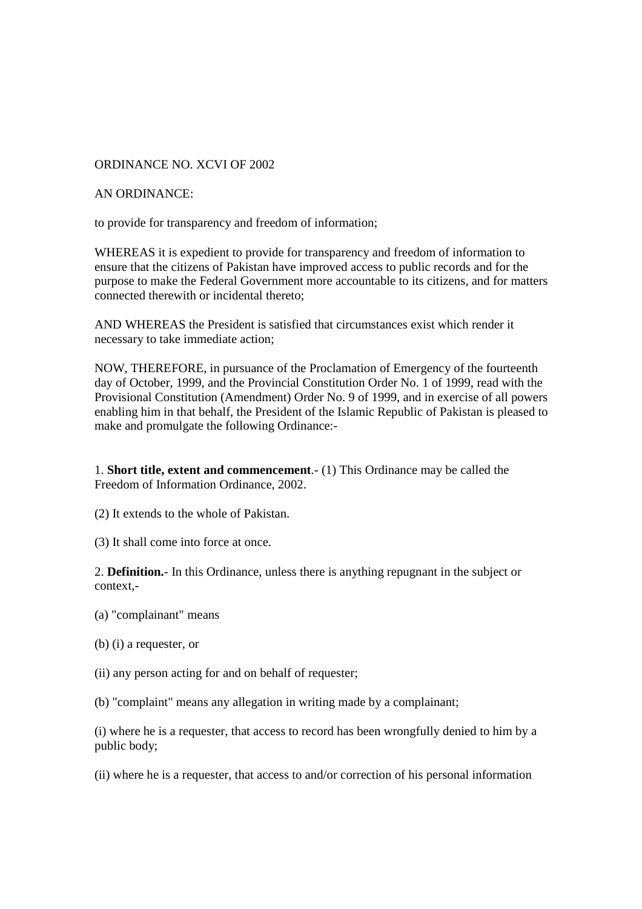ORDINANCE NO. XCVI OF 2002

AN ORDINANCE:

to provide for transparency and freedom of information;

WHEREAS it is expedient to provide for transparency and freedom of information to ensure that the citizens of Pakistan have improved access to public records and for the purpose to make the Federal Government more accountable to its citizens, and for matters connected therewith or incidental thereto;

AND WHEREAS the President is satisfied that circumstances exist which render it necessary to take immediate action;

NOW, THEREFORE, in pursuance of the Proclamation of Emergency of the fourteenth day of October, 1999, and the Provincial Constitution Order No. 1 of 1999, read with the Provisional Constitution (Amendment) Order No. 9 of 1999, and in exercise of all powers enabling him in that behalf, the President of the Islamic Republic of Pakistan is pleased to make and promulgate the following Ordinance:-

1. **Short title, extent and commencement**.- (1) This Ordinance may be called the Freedom of Information Ordinance, 2002.

(2) It extends to the whole of Pakistan.

(3) It shall come into force at once.

2. **Definition.**- In this Ordinance, unless there is anything repugnant in the subject or context,-

(a) "complainant" means

(b) (i) a requester, or

(ii) any person acting for and on behalf of requester;

(b) "complaint" means any allegation in writing made by a complainant;

(i) where he is a requester, that access to record has been wrongfully denied to him by a public body;

(ii) where he is a requester, that access to and/or correction of his personal information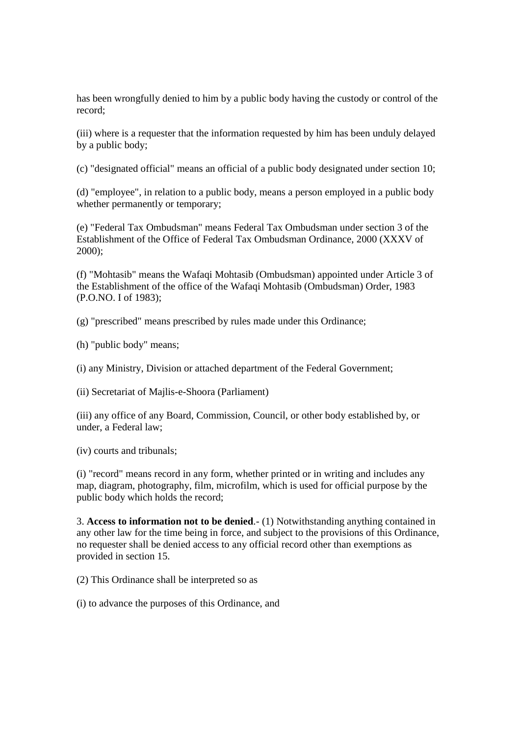has been wrongfully denied to him by a public body having the custody or control of the record;

(iii) where is a requester that the information requested by him has been unduly delayed by a public body;

(c) "designated official" means an official of a public body designated under section 10;

(d) "employee", in relation to a public body, means a person employed in a public body whether permanently or temporary;

(e) "Federal Tax Ombudsman" means Federal Tax Ombudsman under section 3 of the Establishment of the Office of Federal Tax Ombudsman Ordinance, 2000 (XXXV of 2000);

(f) "Mohtasib" means the Wafaqi Mohtasib (Ombudsman) appointed under Article 3 of the Establishment of the office of the Wafaqi Mohtasib (Ombudsman) Order, 1983 (P.O.NO. I of 1983);

(g) "prescribed" means prescribed by rules made under this Ordinance;

(h) "public body" means;

(i) any Ministry, Division or attached department of the Federal Government;

(ii) Secretariat of Majlis-e-Shoora (Parliament)

(iii) any office of any Board, Commission, Council, or other body established by, or under, a Federal law;

(iv) courts and tribunals;

(i) "record" means record in any form, whether printed or in writing and includes any map, diagram, photography, film, microfilm, which is used for official purpose by the public body which holds the record;

3. **Access to information not to be denied**.- (1) Notwithstanding anything contained in any other law for the time being in force, and subject to the provisions of this Ordinance, no requester shall be denied access to any official record other than exemptions as provided in section 15.

(2) This Ordinance shall be interpreted so as

(i) to advance the purposes of this Ordinance, and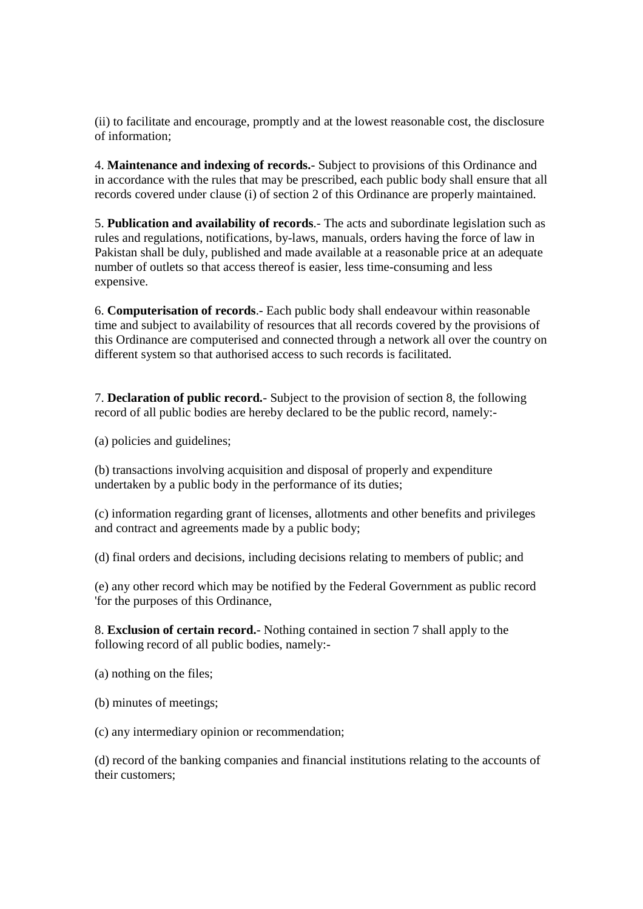(ii) to facilitate and encourage, promptly and at the lowest reasonable cost, the disclosure of information;

4. **Maintenance and indexing of records.**- Subject to provisions of this Ordinance and in accordance with the rules that may be prescribed, each public body shall ensure that all records covered under clause (i) of section 2 of this Ordinance are properly maintained.

5. **Publication and availability of records**.- The acts and subordinate legislation such as rules and regulations, notifications, by-laws, manuals, orders having the force of law in Pakistan shall be duly, published and made available at a reasonable price at an adequate number of outlets so that access thereof is easier, less time-consuming and less expensive.

6. **Computerisation of records**.- Each public body shall endeavour within reasonable time and subject to availability of resources that all records covered by the provisions of this Ordinance are computerised and connected through a network all over the country on different system so that authorised access to such records is facilitated.

7. **Declaration of public record.**- Subject to the provision of section 8, the following record of all public bodies are hereby declared to be the public record, namely:-

(a) policies and guidelines;

(b) transactions involving acquisition and disposal of properly and expenditure undertaken by a public body in the performance of its duties;

(c) information regarding grant of licenses, allotments and other benefits and privileges and contract and agreements made by a public body;

(d) final orders and decisions, including decisions relating to members of public; and

(e) any other record which may be notified by the Federal Government as public record 'for the purposes of this Ordinance,

8. **Exclusion of certain record.**- Nothing contained in section 7 shall apply to the following record of all public bodies, namely:-

(a) nothing on the files;

(b) minutes of meetings;

(c) any intermediary opinion or recommendation;

(d) record of the banking companies and financial institutions relating to the accounts of their customers;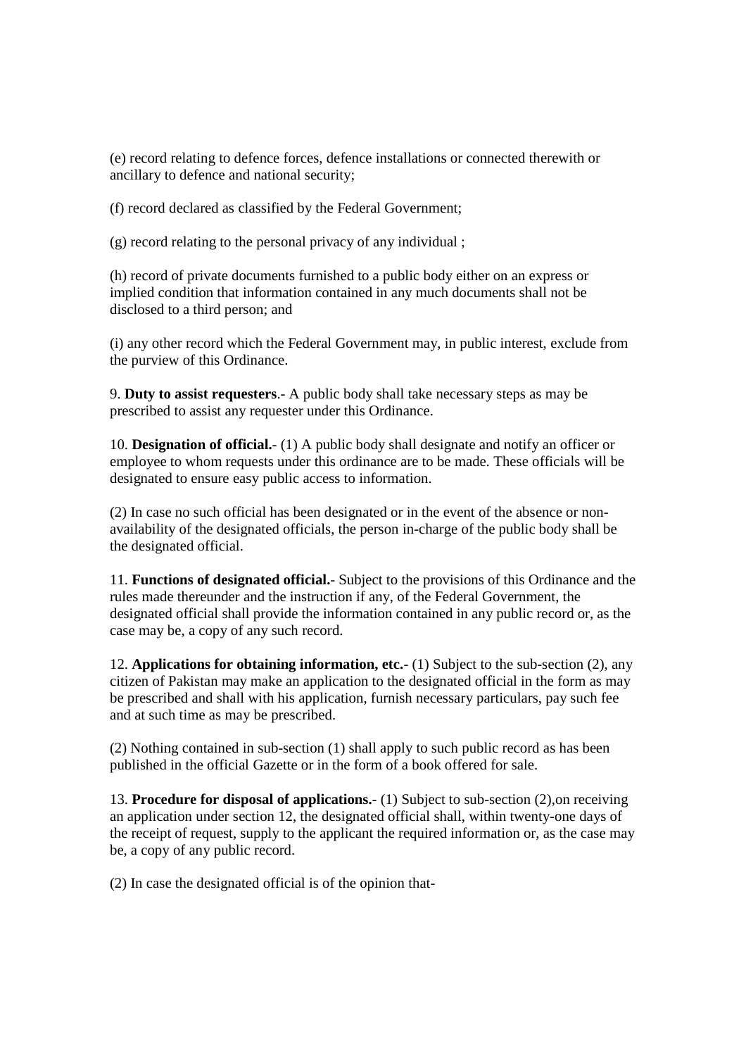(e) record relating to defence forces, defence installations or connected therewith or ancillary to defence and national security;

(f) record declared as classified by the Federal Government;

(g) record relating to the personal privacy of any individual ;

(h) record of private documents furnished to a public body either on an express or implied condition that information contained in any much documents shall not be disclosed to a third person; and

(i) any other record which the Federal Government may, in public interest, exclude from the purview of this Ordinance.

9. **Duty to assist requesters**.- A public body shall take necessary steps as may be prescribed to assist any requester under this Ordinance.

10. **Designation of official.**- (1) A public body shall designate and notify an officer or employee to whom requests under this ordinance are to be made. These officials will be designated to ensure easy public access to information.

(2) In case no such official has been designated or in the event of the absence or non-availability of the designated officials, the person in-charge of the public body shall be the designated official.

11. **Functions of designated official.**- Subject to the provisions of this Ordinance and the rules made thereunder and the instruction if any, of the Federal Government, the designated official shall provide the information contained in any public record or, as the case may be, a copy of any such record.

12. **Applications for obtaining information, etc.**- (1) Subject to the sub-section (2), any citizen of Pakistan may make an application to the designated official in the form as may be prescribed and shall with his application, furnish necessary particulars, pay such fee and at such time as may be prescribed.

(2) Nothing contained in sub-section (1) shall apply to such public record as has been published in the official Gazette or in the form of a book offered for sale.

13. **Procedure for disposal of applications.**- (1) Subject to sub-section (2),on receiving an application under section 12, the designated official shall, within twenty-one days of the receipt of request, supply to the applicant the required information or, as the case may be, a copy of any public record.

(2) In case the designated official is of the opinion that-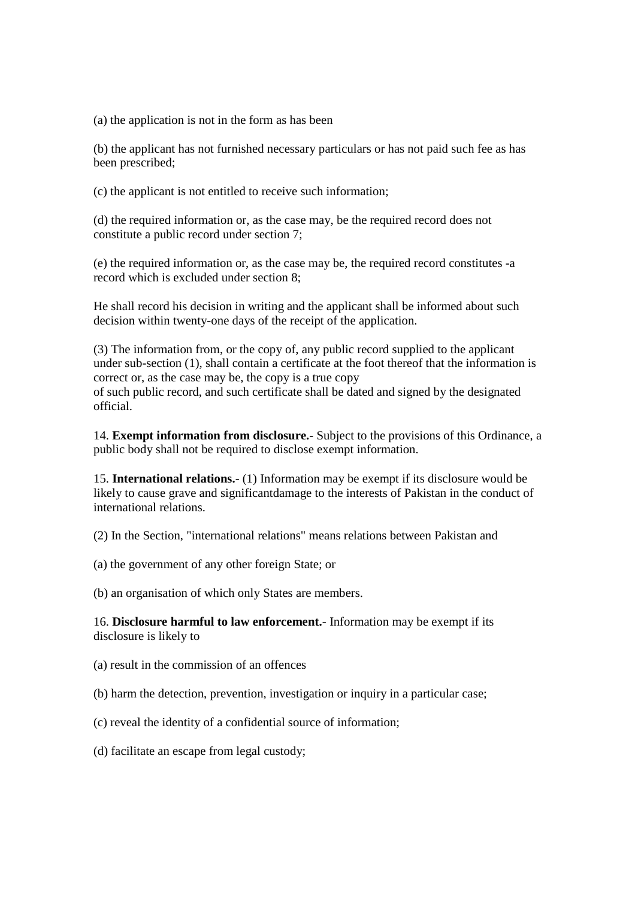(a) the application is not in the form as has been

(b) the applicant has not furnished necessary particulars or has not paid such fee as has been prescribed;

(c) the applicant is not entitled to receive such information;

(d) the required information or, as the case may, be the required record does not constitute a public record under section 7;

(e) the required information or, as the case may be, the required record constitutes -a record which is excluded under section 8;

He shall record his decision in writing and the applicant shall be informed about such decision within twenty-one days of the receipt of the application.

(3) The information from, or the copy of, any public record supplied to the applicant under sub-section (1), shall contain a certificate at the foot thereof that the information is correct or, as the case may be, the copy is a true copy of such public record, and such certificate shall be dated and signed by the designated official.

14. **Exempt information from disclosure.**- Subject to the provisions of this Ordinance, a public body shall not be required to disclose exempt information.

15. **International relations.**- (1) Information may be exempt if its disclosure would be likely to cause grave and significantdamage to the interests of Pakistan in the conduct of international relations.

(2) In the Section, "international relations" means relations between Pakistan and

(a) the government of any other foreign State; or

(b) an organisation of which only States are members.

16. **Disclosure harmful to law enforcement.**- Information may be exempt if its disclosure is likely to

(a) result in the commission of an offences

(b) harm the detection, prevention, investigation or inquiry in a particular case;

(c) reveal the identity of a confidential source of information;

(d) facilitate an escape from legal custody;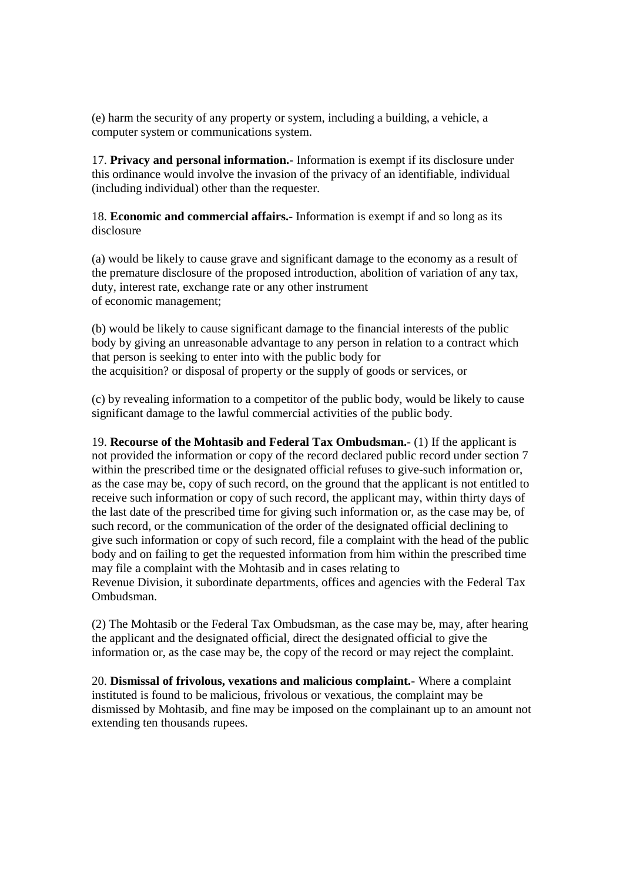(e) harm the security of any property or system, including a building, a vehicle, a computer system or communications system.

17. **Privacy and personal information.**- Information is exempt if its disclosure under this ordinance would involve the invasion of the privacy of an identifiable, individual (including individual) other than the requester.

18. **Economic and commercial affairs.**- Information is exempt if and so long as its disclosure

(a) would be likely to cause grave and significant damage to the economy as a result of the premature disclosure of the proposed introduction, abolition of variation of any tax, duty, interest rate, exchange rate or any other instrument of economic management;

(b) would be likely to cause significant damage to the financial interests of the public body by giving an unreasonable advantage to any person in relation to a contract which that person is seeking to enter into with the public body for the acquisition? or disposal of property or the supply of goods or services, or

(c) by revealing information to a competitor of the public body, would be likely to cause significant damage to the lawful commercial activities of the public body.

19. **Recourse of the Mohtasib and Federal Tax Ombudsman.**- (1) If the applicant is not provided the information or copy of the record declared public record under section 7 within the prescribed time or the designated official refuses to give-such information or, as the case may be, copy of such record, on the ground that the applicant is not entitled to receive such information or copy of such record, the applicant may, within thirty days of the last date of the prescribed time for giving such information or, as the case may be, of such record, or the communication of the order of the designated official declining to give such information or copy of such record, file a complaint with the head of the public body and on failing to get the requested information from him within the prescribed time may file a complaint with the Mohtasib and in cases relating to Revenue Division, it subordinate departments, offices and agencies with the Federal Tax Ombudsman.

(2) The Mohtasib or the Federal Tax Ombudsman, as the case may be, may, after hearing the applicant and the designated official, direct the designated official to give the information or, as the case may be, the copy of the record or may reject the complaint.

20. **Dismissal of frivolous, vexations and malicious complaint.**- Where a complaint instituted is found to be malicious, frivolous or vexatious, the complaint may be dismissed by Mohtasib, and fine may be imposed on the complainant up to an amount not extending ten thousands rupees.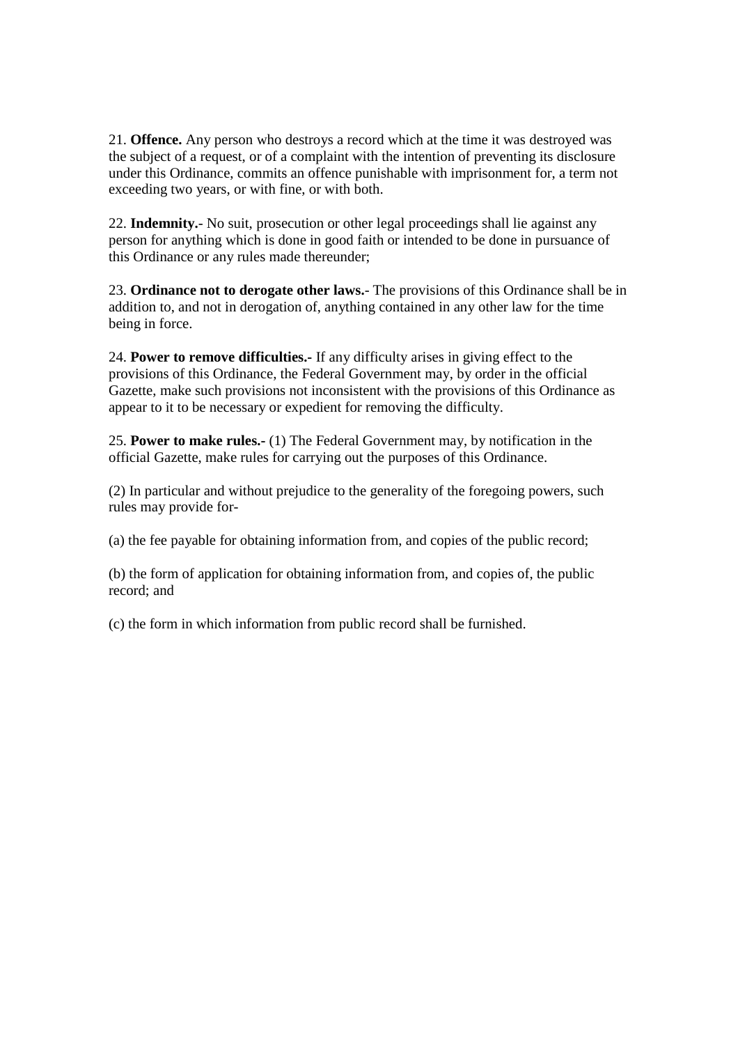21. **Offence.** Any person who destroys a record which at the time it was destroyed was the subject of a request, or of a complaint with the intention of preventing its disclosure under this Ordinance, commits an offence punishable with imprisonment for, a term not exceeding two years, or with fine, or with both.

22. **Indemnity.-** No suit, prosecution or other legal proceedings shall lie against any person for anything which is done in good faith or intended to be done in pursuance of this Ordinance or any rules made thereunder;

23. **Ordinance not to derogate other laws.-** The provisions of this Ordinance shall be in addition to, and not in derogation of, anything contained in any other law for the time being in force.

24. **Power to remove difficulties.-** If any difficulty arises in giving effect to the provisions of this Ordinance, the Federal Government may, by order in the official Gazette, make such provisions not inconsistent with the provisions of this Ordinance as appear to it to be necessary or expedient for removing the difficulty.

25. **Power to make rules.-** (1) The Federal Government may, by notification in the official Gazette, make rules for carrying out the purposes of this Ordinance.

(2) In particular and without prejudice to the generality of the foregoing powers, such rules may provide for-

(a) the fee payable for obtaining information from, and copies of the public record;

(b) the form of application for obtaining information from, and copies of, the public record; and

(c) the form in which information from public record shall be furnished.